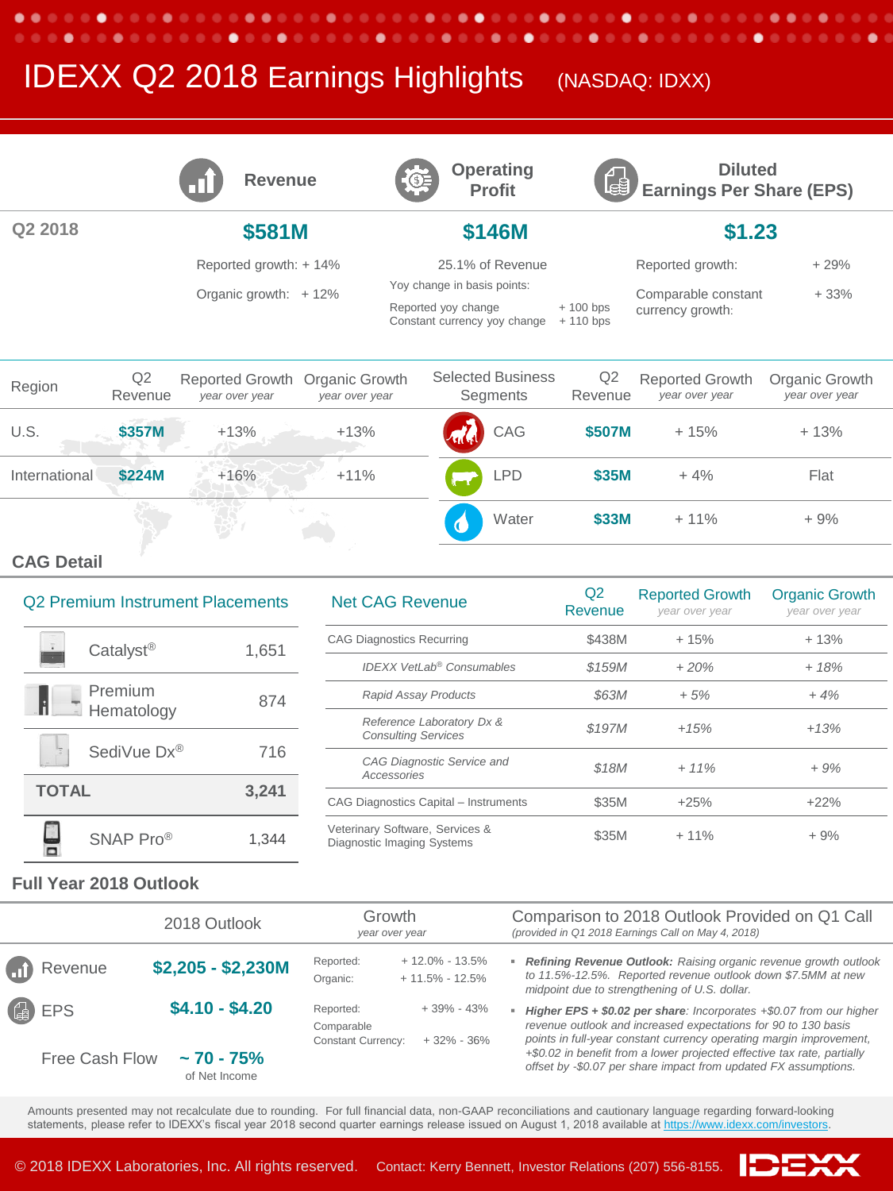# IDEXX Q2 2018 Earnings Highlights (NASDAQ: IDXX)

| | Revenue | Operating Profit | Diluted Earnings Per Share (EPS) |
|---|---|---|---|
| Q2 2018 | **$581M** | **$146M** | **$1.23** |
| | Reported growth: + 14% | 25.1% of Revenue | Reported growth: + 29% |
| | Organic growth: + 12% | Yoy change in basis points: | Comparable constant currency growth: + 33% |
| | | Reported yoy change + 100 bps | |
| | | Constant currency yoy change + 110 bps | |

| Region | Q2 Revenue | Reported Growth *year over year* | Organic Growth *year over year* |
|---|---|---|---|
| U.S. | **$357M** | +13% | +13% |
| International | **$224M** | +16% | +11% |

| Selected Business Segments | Q2 Revenue | Reported Growth *year over year* | Organic Growth *year over year* |
|---|---|---|---|
| CAG | **$507M** | + 15% | + 13% |
| LPD | **$35M** | + 4% | Flat |
| Water | **$33M** | + 11% | + 9% |

## CAG Detail

| Q2 Premium Instrument Placements | |
|---|---|
| Catalyst® | 1,651 |
| Premium Hematology | 874 |
| SediVue Dx® | 716 |
| **TOTAL** | **3,241** |
| SNAP Pro® | 1,344 |

| Net CAG Revenue | Q2 Revenue | Reported Growth *year over year* | Organic Growth *year over year* |
|---|---|---|---|
| CAG Diagnostics Recurring | $438M | + 15% | + 13% |
| *IDEXX VetLab® Consumables* | *$159M* | *+ 20%* | *+ 18%* |
| *Rapid Assay Products* | *$63M* | *+ 5%* | *+ 4%* |
| *Reference Laboratory Dx & Consulting Services* | *$197M* | *+15%* | *+13%* |
| *CAG Diagnostic Service and Accessories* | *$18M* | *+ 11%* | *+ 9%* |
| CAG Diagnostics Capital – Instruments | $35M | +25% | +22% |
| Veterinary Software, Services & Diagnostic Imaging Systems | $35M | + 11% | + 9% |

## Full Year 2018 Outlook

| | 2018 Outlook | Growth *year over year* | |
|---|---|---|---|
| Revenue | **$2,205 - $2,230M** | Reported: | + 12.0% - 13.5% |
| | | Organic: | + 11.5% - 12.5% |
| EPS | **$4.10 - $4.20** | Reported: | + 39% - 43% |
| | | Comparable Constant Currency: | + 32% - 36% |
| Free Cash Flow | **~ 70 - 75%** of Net Income | | |

**Comparison to 2018 Outlook Provided on Q1 Call** *(provided in Q1 2018 Earnings Call on May 4, 2018)*

- ***Refining Revenue Outlook:*** *Raising organic revenue growth outlook to 11.5%-12.5%. Reported revenue outlook down $7.5MM at new midpoint due to strengthening of U.S. dollar.*
- ***Higher EPS + $0.02 per share****: Incorporates +$0.07 from our higher revenue outlook and increased expectations for 90 to 130 basis points in full-year constant currency operating margin improvement, +$0.02 in benefit from a lower projected effective tax rate, partially offset by -$0.07 per share impact from updated FX assumptions.*

Amounts presented may not recalculate due to rounding. For full financial data, non-GAAP reconciliations and cautionary language regarding forward-looking statements, please refer to IDEXX's fiscal year 2018 second quarter earnings release issued on August 1, 2018 available at https://www.idexx.com/investors.

© 2018 IDEXX Laboratories, Inc. All rights reserved. Contact: Kerry Bennett, Investor Relations (207) 556-8155.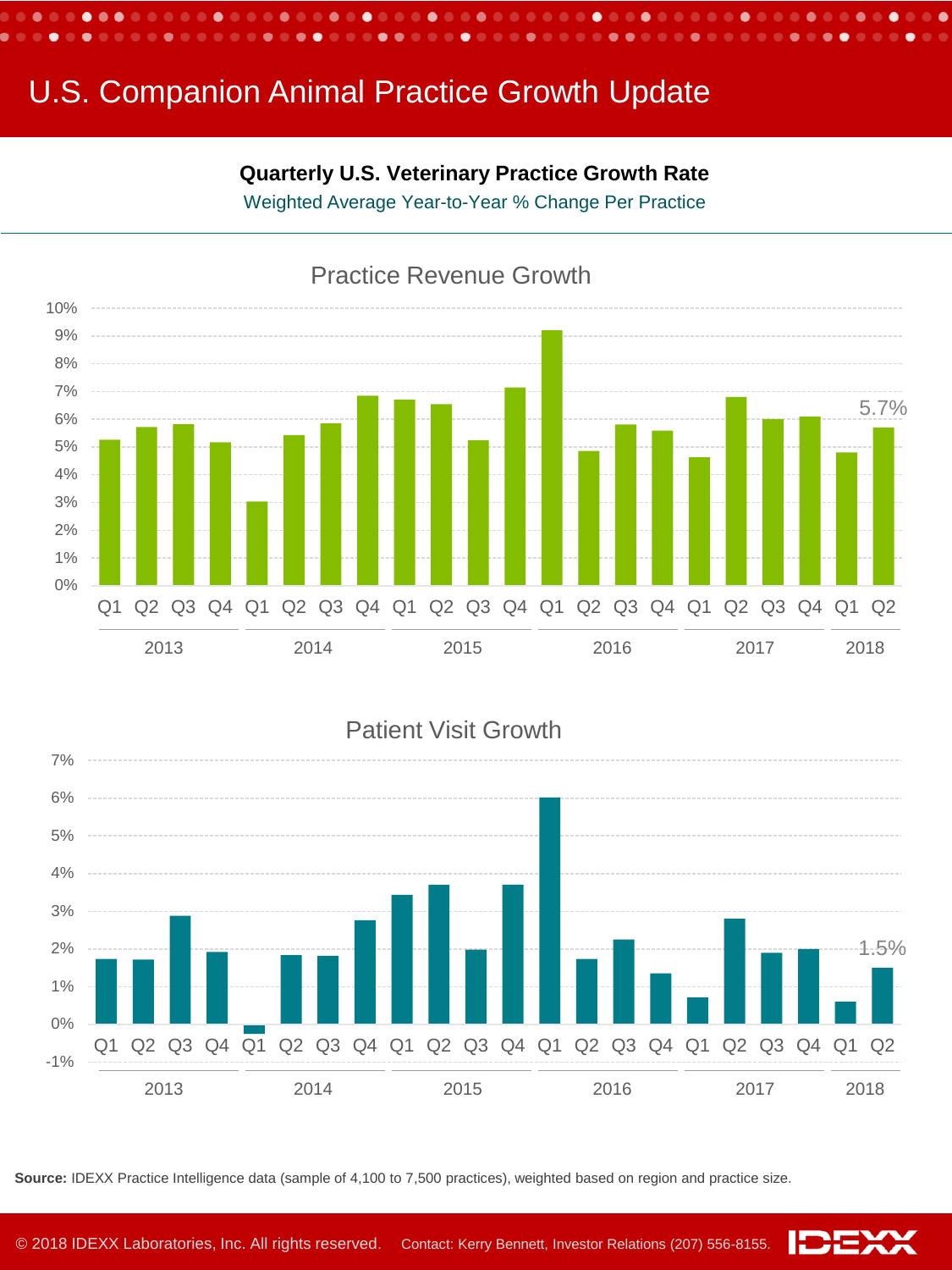# U.S. Companion Animal Practice Growth Update

**Quarterly U.S. Veterinary Practice Growth Rate**

Weighted Average Year-to-Year % Change Per Practice

## Practice Revenue Growth

10%
9%
8%
7%
6%
5%
4%
3%
2%
1%
0%

Q1 Q2 Q3 Q4 Q1 Q2 Q3 Q4 Q1 Q2 Q3 Q4 Q1 Q2 Q3 Q4 Q1 Q2 Q3 Q4 Q1 Q2

2013 2014 2015 2016 2017 2018

5.7%

## Patient Visit Growth

7%
6%
5%
4%
3%
2%
1%
0%
-1%

Q1 Q2 Q3 Q4 Q1 Q2 Q3 Q4 Q1 Q2 Q3 Q4 Q1 Q2 Q3 Q4 Q1 Q2 Q3 Q4 Q1 Q2

2013 2014 2015 2016 2017 2018

1.5%

**Source:** IDEXX Practice Intelligence data (sample of 4,100 to 7,500 practices), weighted based on region and practice size.

© 2018 IDEXX Laboratories, Inc. All rights reserved. Contact: Kerry Bennett, Investor Relations (207) 556-8155.